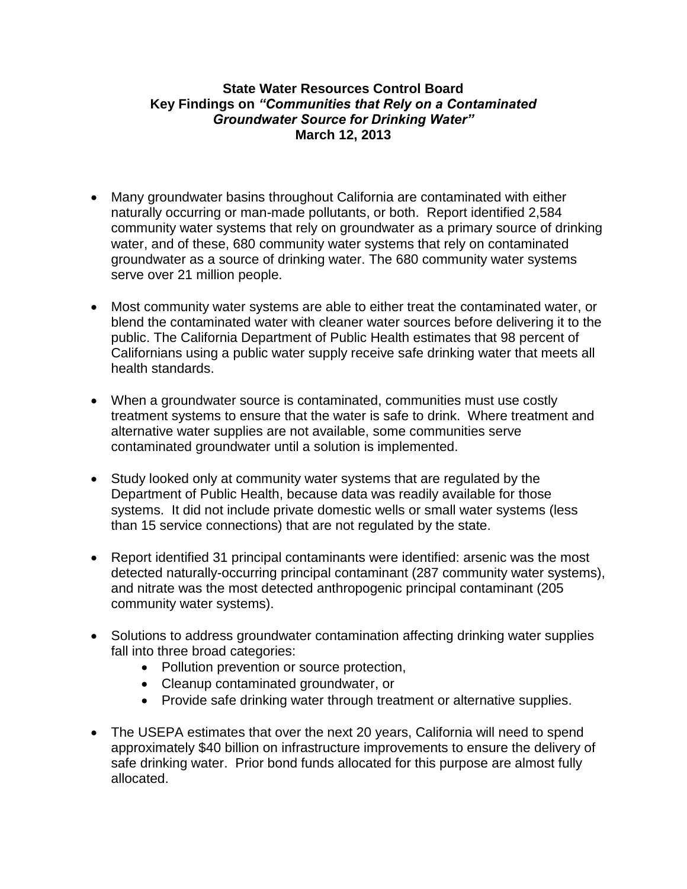**State Water Resources Control Board**
**Key Findings on *"Communities that Rely on a Contaminated Groundwater Source for Drinking Water"***
**March 12, 2013**

- Many groundwater basins throughout California are contaminated with either naturally occurring or man-made pollutants, or both. Report identified 2,584 community water systems that rely on groundwater as a primary source of drinking water, and of these, 680 community water systems that rely on contaminated groundwater as a source of drinking water. The 680 community water systems serve over 21 million people.

- Most community water systems are able to either treat the contaminated water, or blend the contaminated water with cleaner water sources before delivering it to the public. The California Department of Public Health estimates that 98 percent of Californians using a public water supply receive safe drinking water that meets all health standards.

- When a groundwater source is contaminated, communities must use costly treatment systems to ensure that the water is safe to drink. Where treatment and alternative water supplies are not available, some communities serve contaminated groundwater until a solution is implemented.

- Study looked only at community water systems that are regulated by the Department of Public Health, because data was readily available for those systems. It did not include private domestic wells or small water systems (less than 15 service connections) that are not regulated by the state.

- Report identified 31 principal contaminants were identified: arsenic was the most detected naturally-occurring principal contaminant (287 community water systems), and nitrate was the most detected anthropogenic principal contaminant (205 community water systems).

- Solutions to address groundwater contamination affecting drinking water supplies fall into three broad categories:
    - Pollution prevention or source protection,
    - Cleanup contaminated groundwater, or
    - Provide safe drinking water through treatment or alternative supplies.

- The USEPA estimates that over the next 20 years, California will need to spend approximately $40 billion on infrastructure improvements to ensure the delivery of safe drinking water. Prior bond funds allocated for this purpose are almost fully allocated.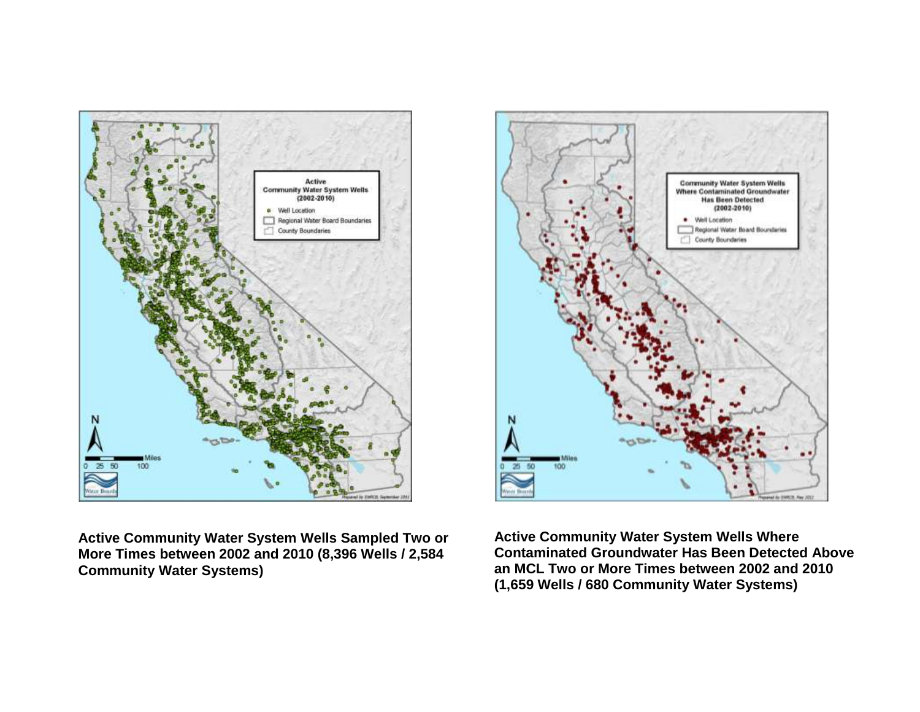**Active Community Water System Wells Sampled Two or More Times between 2002 and 2010 (8,396 Wells / 2,584 Community Water Systems)**

**Active Community Water System Wells Where Contaminated Groundwater Has Been Detected Above an MCL Two or More Times between 2002 and 2010 (1,659 Wells / 680 Community Water Systems)**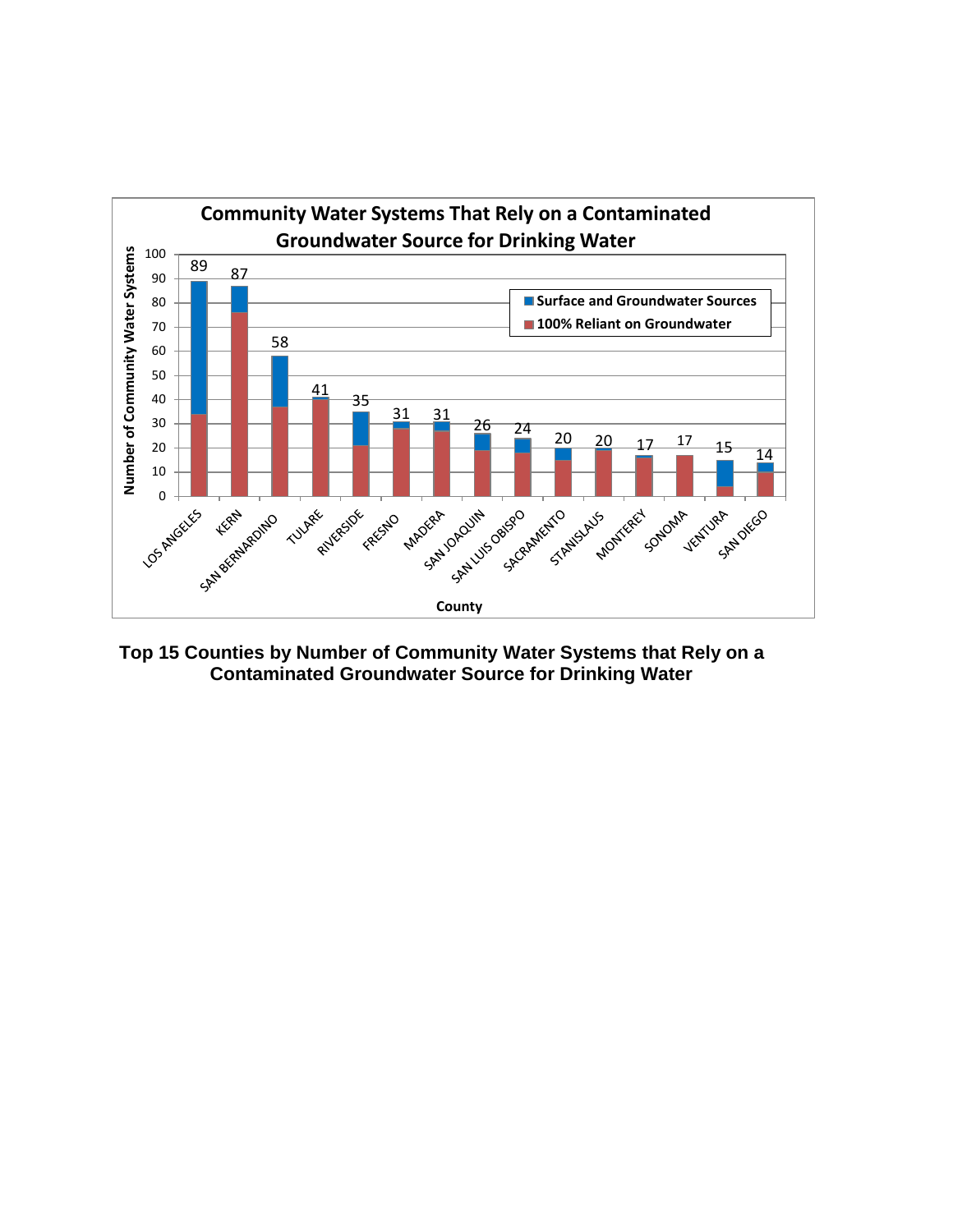**Community Water Systems That Rely on a Contaminated Groundwater Source for Drinking Water**

| County | Total |
|---|---|
| LOS ANGELES | 89 |
| KERN | 87 |
| SAN BERNARDINO | 58 |
| TULARE | 41 |
| RIVERSIDE | 35 |
| FRESNO | 31 |
| MADERA | 31 |
| SAN JOAQUIN | 26 |
| SAN LUIS OBISPO | 24 |
| SACRAMENTO | 20 |
| STANISLAUS | 20 |
| MONTEREY | 17 |
| SONOMA | 17 |
| VENTURA | 15 |
| SAN DIEGO | 14 |

Legend: Surface and Groundwater Sources; 100% Reliant on Groundwater

Y-axis: Number of Community Water Systems; X-axis: County

**Top 15 Counties by Number of Community Water Systems that Rely on a Contaminated Groundwater Source for Drinking Water**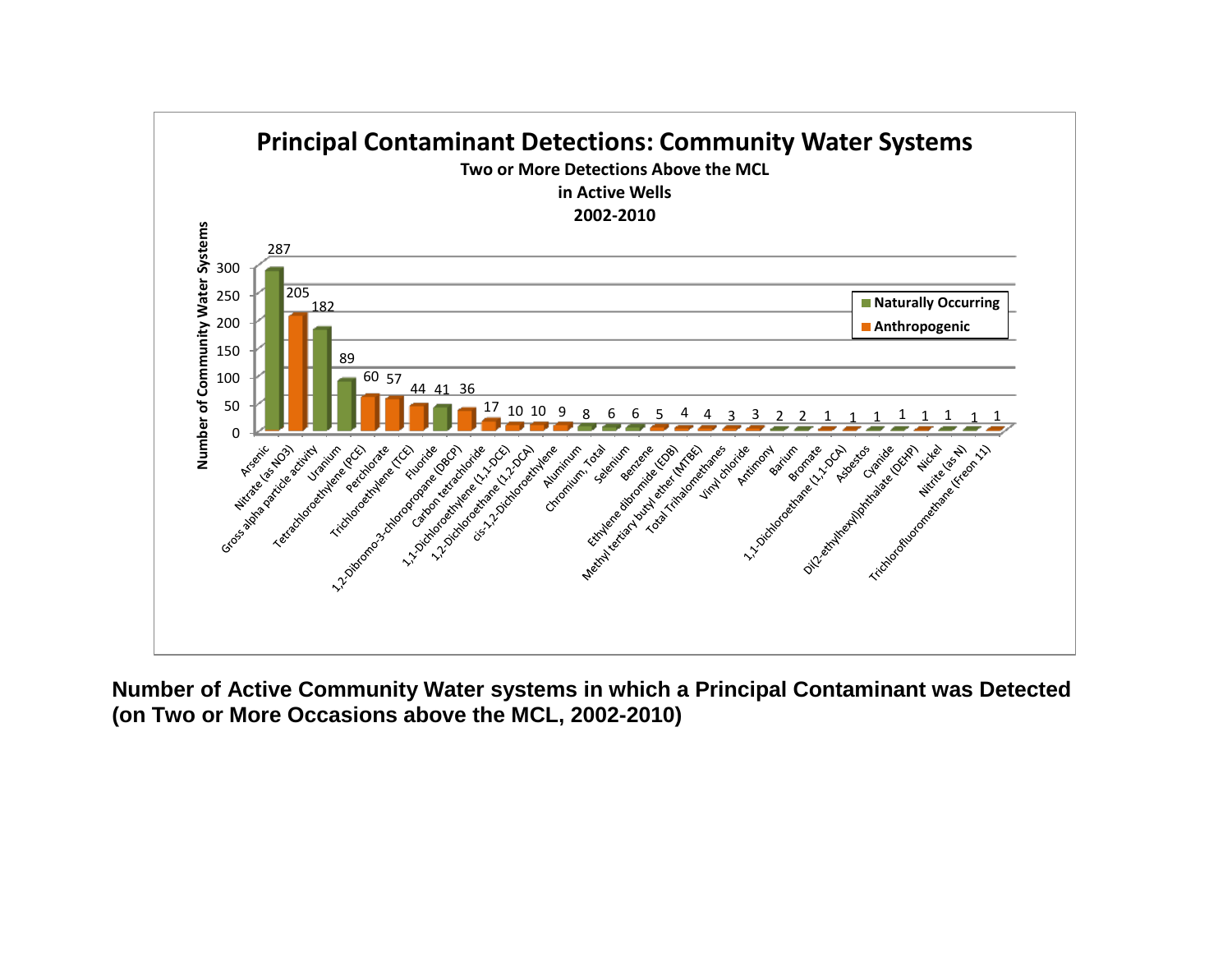## Principal Contaminant Detections: Community Water Systems

**Two or More Detections Above the MCL in Active Wells 2002-2010**

| Contaminant | Number of Community Water Systems | Type |
|---|---|---|
| Arsenic | 287 | Naturally Occurring |
| Nitrate (as NO3) | 205 | Anthropogenic |
| Gross alpha particle activity | 182 | Naturally Occurring |
| Uranium | 89 | Naturally Occurring |
| Tetrachloroethylene (PCE) | 60 | Anthropogenic |
| Perchlorate | 57 | Anthropogenic |
| Trichloroethylene (TCE) | 44 | Anthropogenic |
| Fluoride | 41 | Naturally Occurring |
| 1,2-Dibromo-3-chloropropane (DBCP) | 36 | Anthropogenic |
| Carbon tetrachloride | 17 | Anthropogenic |
| 1,1-Dichloroethylene (1,1-DCE) | 10 | Anthropogenic |
| 1,2-Dichloroethane (1,2-DCA) | 10 | Anthropogenic |
| cis-1,2-Dichloroethylene | 9 | Anthropogenic |
| Aluminum | 8 | Naturally Occurring |
| Chromium, Total | 6 | Naturally Occurring |
| Selenium | 6 | Naturally Occurring |
| Benzene | 5 | Anthropogenic |
| Ethylene dibromide (EDB) | 4 | Anthropogenic |
| Methyl tertiary butyl ether (MTBE) | 4 | Anthropogenic |
| Total Trihalomethanes | 3 | Anthropogenic |
| Vinyl chloride | 3 | Anthropogenic |
| Antimony | 2 | Naturally Occurring |
| Barium | 2 | Naturally Occurring |
| Bromate | 1 | Anthropogenic |
| 1,1-Dichloroethane (1,1-DCA) | 1 | Anthropogenic |
| Asbestos | 1 | Naturally Occurring |
| Cyanide | 1 | Naturally Occurring |
| Di(2-ethylhexyl)phthalate (DEHP) | 1 | Anthropogenic |
| Nickel | 1 | Naturally Occurring |
| Nitrite (as N) | 1 | Naturally Occurring |
| Trichlorofluoromethane (Freon 11) | 1 | Anthropogenic |

**Number of Active Community Water systems in which a Principal Contaminant was Detected (on Two or More Occasions above the MCL, 2002-2010)**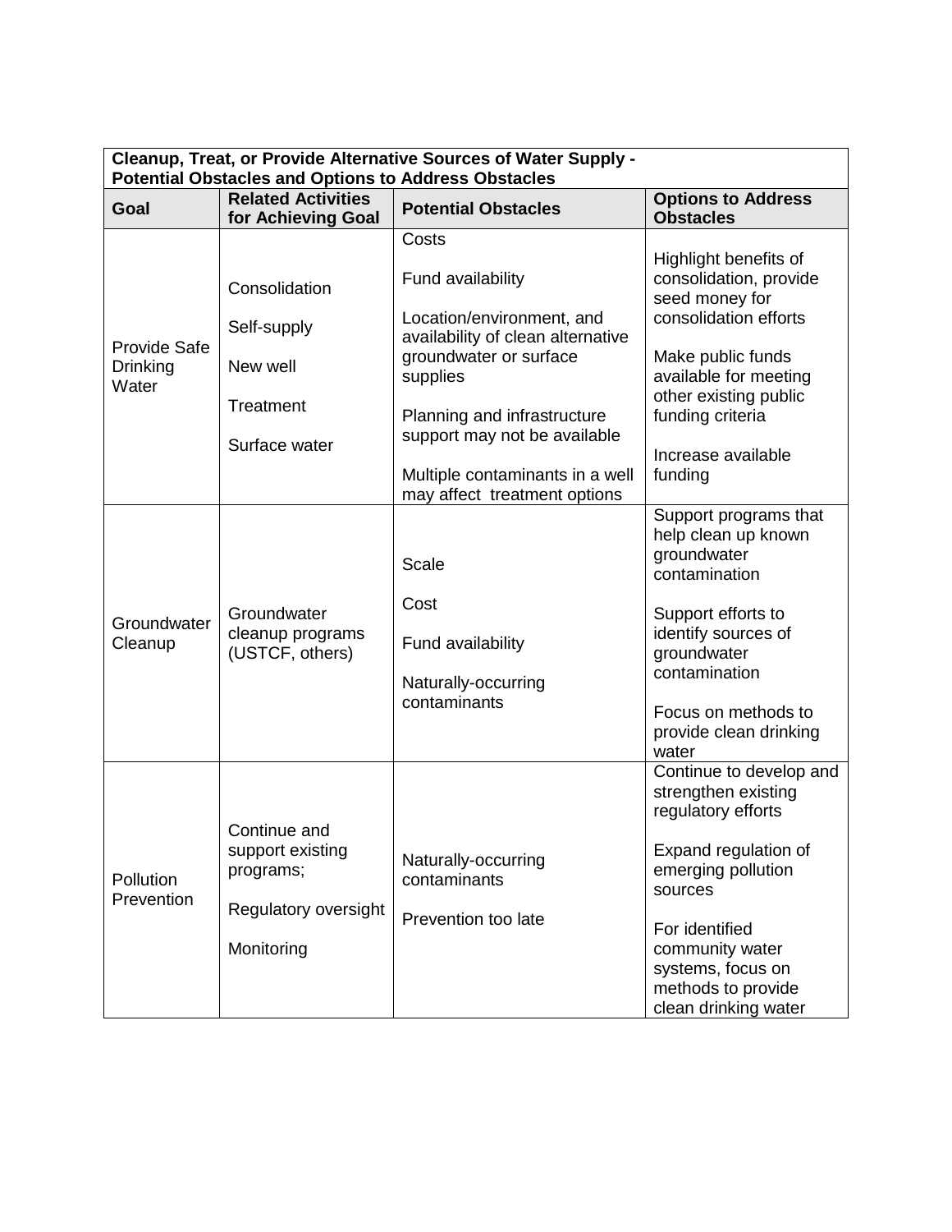| Cleanup, Treat, or Provide Alternative Sources of Water Supply - Potential Obstacles and Options to Address Obstacles | | | |
|---|---|---|---|
| **Goal** | **Related Activities for Achieving Goal** | **Potential Obstacles** | **Options to Address Obstacles** |
| Provide Safe Drinking Water | Consolidation<br><br>Self-supply<br><br>New well<br><br>Treatment<br><br>Surface water | Costs<br><br>Fund availability<br><br>Location/environment, and availability of clean alternative groundwater or surface supplies<br><br>Planning and infrastructure support may not be available<br><br>Multiple contaminants in a well may affect treatment options | Highlight benefits of consolidation, provide seed money for consolidation efforts<br><br>Make public funds available for meeting other existing public funding criteria<br><br>Increase available funding |
| Groundwater Cleanup | Groundwater cleanup programs (USTCF, others) | Scale<br><br>Cost<br><br>Fund availability<br><br>Naturally-occurring contaminants | Support programs that help clean up known groundwater contamination<br><br>Support efforts to identify sources of groundwater contamination<br><br>Focus on methods to provide clean drinking water |
| Pollution Prevention | Continue and support existing programs;<br><br>Regulatory oversight<br><br>Monitoring | Naturally-occurring contaminants<br><br>Prevention too late | Continue to develop and strengthen existing regulatory efforts<br><br>Expand regulation of emerging pollution sources<br><br>For identified community water systems, focus on methods to provide clean drinking water |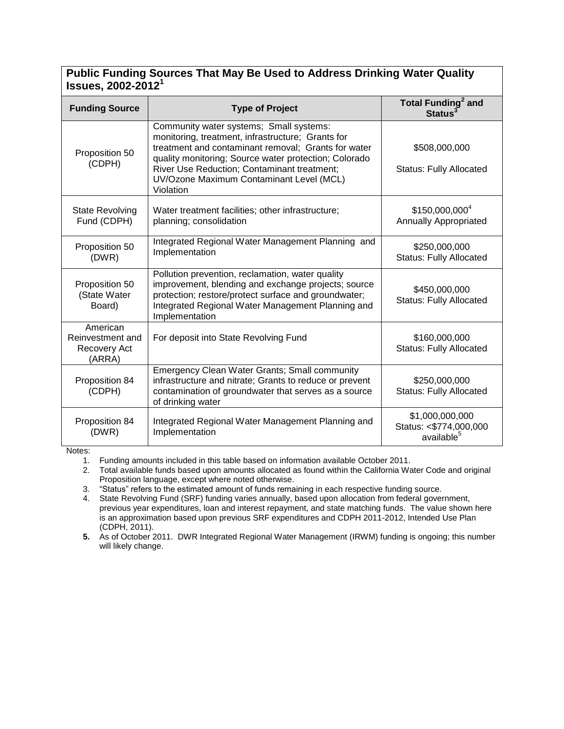**Public Funding Sources That May Be Used to Address Drinking Water Quality Issues, 2002-2012[1]**

| Funding Source | Type of Project | Total Funding[2] and Status[3] |
|---|---|---|
| Proposition 50 (CDPH) | Community water systems; Small systems: monitoring, treatment, infrastructure; Grants for treatment and contaminant removal; Grants for water quality monitoring; Source water protection; Colorado River Use Reduction; Contaminant treatment; UV/Ozone Maximum Contaminant Level (MCL) Violation | $508,000,000<br><br>Status: Fully Allocated |
| State Revolving Fund (CDPH) | Water treatment facilities; other infrastructure; planning; consolidation | $150,000,000[4]<br>Annually Appropriated |
| Proposition 50 (DWR) | Integrated Regional Water Management Planning and Implementation | $250,000,000<br>Status: Fully Allocated |
| Proposition 50 (State Water Board) | Pollution prevention, reclamation, water quality improvement, blending and exchange projects; source protection; restore/protect surface and groundwater; Integrated Regional Water Management Planning and Implementation | $450,000,000<br>Status: Fully Allocated |
| American Reinvestment and Recovery Act (ARRA) | For deposit into State Revolving Fund | $160,000,000<br>Status: Fully Allocated |
| Proposition 84 (CDPH) | Emergency Clean Water Grants; Small community infrastructure and nitrate; Grants to reduce or prevent contamination of groundwater that serves as a source of drinking water | $250,000,000<br>Status: Fully Allocated |
| Proposition 84 (DWR) | Integrated Regional Water Management Planning and Implementation | $1,000,000,000<br>Status: <$774,000,000 available[5] |

Notes:

1. Funding amounts included in this table based on information available October 2011.
2. Total available funds based upon amounts allocated as found within the California Water Code and original Proposition language, except where noted otherwise.
3. "Status" refers to the estimated amount of funds remaining in each respective funding source.
4. State Revolving Fund (SRF) funding varies annually, based upon allocation from federal government, previous year expenditures, loan and interest repayment, and state matching funds. The value shown here is an approximation based upon previous SRF expenditures and CDPH 2011-2012, Intended Use Plan (CDPH, 2011).
5. As of October 2011. DWR Integrated Regional Water Management (IRWM) funding is ongoing; this number will likely change.